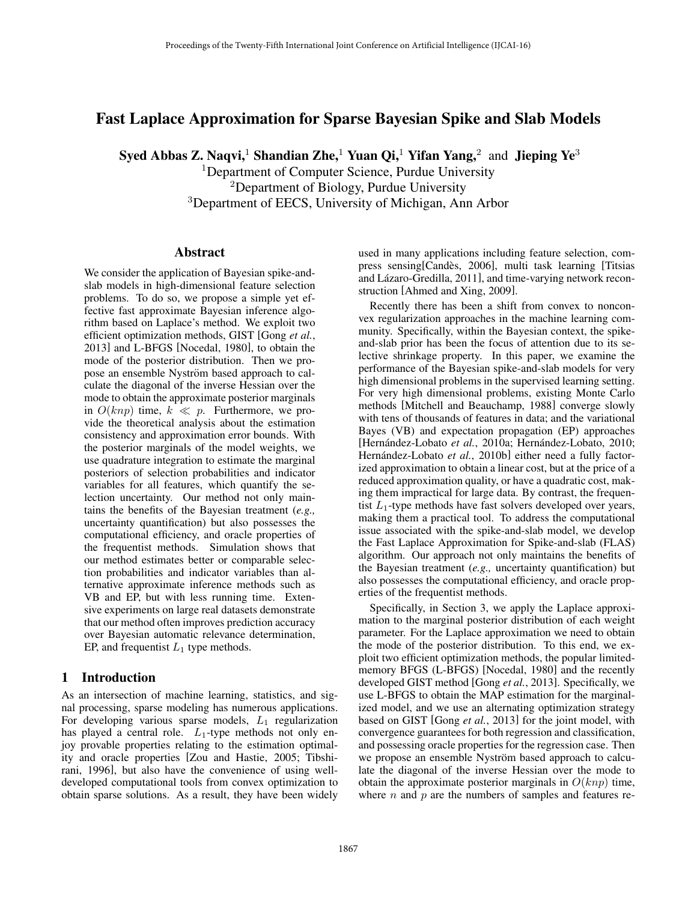# Fast Laplace Approximation for Sparse Bayesian Spike and Slab Models

**Syed Abbas Z. Naqvi,[1] Shandian Zhe,[1] Yuan Qi,[1] Yifan Yang,[2] and Jieping Ye[3]**

[1]Department of Computer Science, Purdue University
[2]Department of Biology, Purdue University
[3]Department of EECS, University of Michigan, Ann Arbor

## Abstract

We consider the application of Bayesian spike-and-slab models in high-dimensional feature selection problems. To do so, we propose a simple yet effective fast approximate Bayesian inference algorithm based on Laplace's method. We exploit two efficient optimization methods, GIST [Gong *et al.*, 2013] and L-BFGS [Nocedal, 1980], to obtain the mode of the posterior distribution. Then we propose an ensemble Nyström based approach to calculate the diagonal of the inverse Hessian over the mode to obtain the approximate posterior marginals in $O(knp)$ time, $k \ll p$. Furthermore, we provide the theoretical analysis about the estimation consistency and approximation error bounds. With the posterior marginals of the model weights, we use quadrature integration to estimate the marginal posteriors of selection probabilities and indicator variables for all features, which quantify the selection uncertainty. Our method not only maintains the benefits of the Bayesian treatment (*e.g.,* uncertainty quantification) but also possesses the computational efficiency, and oracle properties of the frequentist methods. Simulation shows that our method estimates better or comparable selection probabilities and indicator variables than alternative approximate inference methods such as VB and EP, but with less running time. Extensive experiments on large real datasets demonstrate that our method often improves prediction accuracy over Bayesian automatic relevance determination, EP, and frequentist $L_1$ type methods.

## 1 Introduction

As an intersection of machine learning, statistics, and signal processing, sparse modeling has numerous applications. For developing various sparse models, $L_1$ regularization has played a central role. $L_1$-type methods not only enjoy provable properties relating to the estimation optimality and oracle properties [Zou and Hastie, 2005; Tibshirani, 1996], but also have the convenience of using well-developed computational tools from convex optimization to obtain sparse solutions. As a result, they have been widely used in many applications including feature selection, compress sensing[Candès, 2006], multi task learning [Titsias and Lázaro-Gredilla, 2011], and time-varying network reconstruction [Ahmed and Xing, 2009].

Recently there has been a shift from convex to nonconvex regularization approaches in the machine learning community. Specifically, within the Bayesian context, the spike-and-slab prior has been the focus of attention due to its selective shrinkage property. In this paper, we examine the performance of the Bayesian spike-and-slab models for very high dimensional problems in the supervised learning setting. For very high dimensional problems, existing Monte Carlo methods [Mitchell and Beauchamp, 1988] converge slowly with tens of thousands of features in data; and the variational Bayes (VB) and expectation propagation (EP) approaches [Hernández-Lobato *et al.*, 2010a; Hernández-Lobato, 2010; Hernández-Lobato *et al.*, 2010b] either need a fully factorized approximation to obtain a linear cost, but at the price of a reduced approximation quality, or have a quadratic cost, making them impractical for large data. By contrast, the frequentist $L_1$-type methods have fast solvers developed over years, making them a practical tool. To address the computational issue associated with the spike-and-slab model, we develop the Fast Laplace Approximation for Spike-and-slab (FLAS) algorithm. Our approach not only maintains the benefits of the Bayesian treatment (*e.g.,* uncertainty quantification) but also possesses the computational efficiency, and oracle properties of the frequentist methods.

Specifically, in Section 3, we apply the Laplace approximation to the marginal posterior distribution of each weight parameter. For the Laplace approximation we need to obtain the mode of the posterior distribution. To this end, we exploit two efficient optimization methods, the popular limited-memory BFGS (L-BFGS) [Nocedal, 1980] and the recently developed GIST method [Gong *et al.*, 2013]. Specifically, we use L-BFGS to obtain the MAP estimation for the marginalized model, and we use an alternating optimization strategy based on GIST [Gong *et al.*, 2013] for the joint model, with convergence guarantees for both regression and classification, and possessing oracle properties for the regression case. Then we propose an ensemble Nyström based approach to calculate the diagonal of the inverse Hessian over the mode to obtain the approximate posterior marginals in $O(knp)$ time, where $n$ and $p$ are the numbers of samples and features re-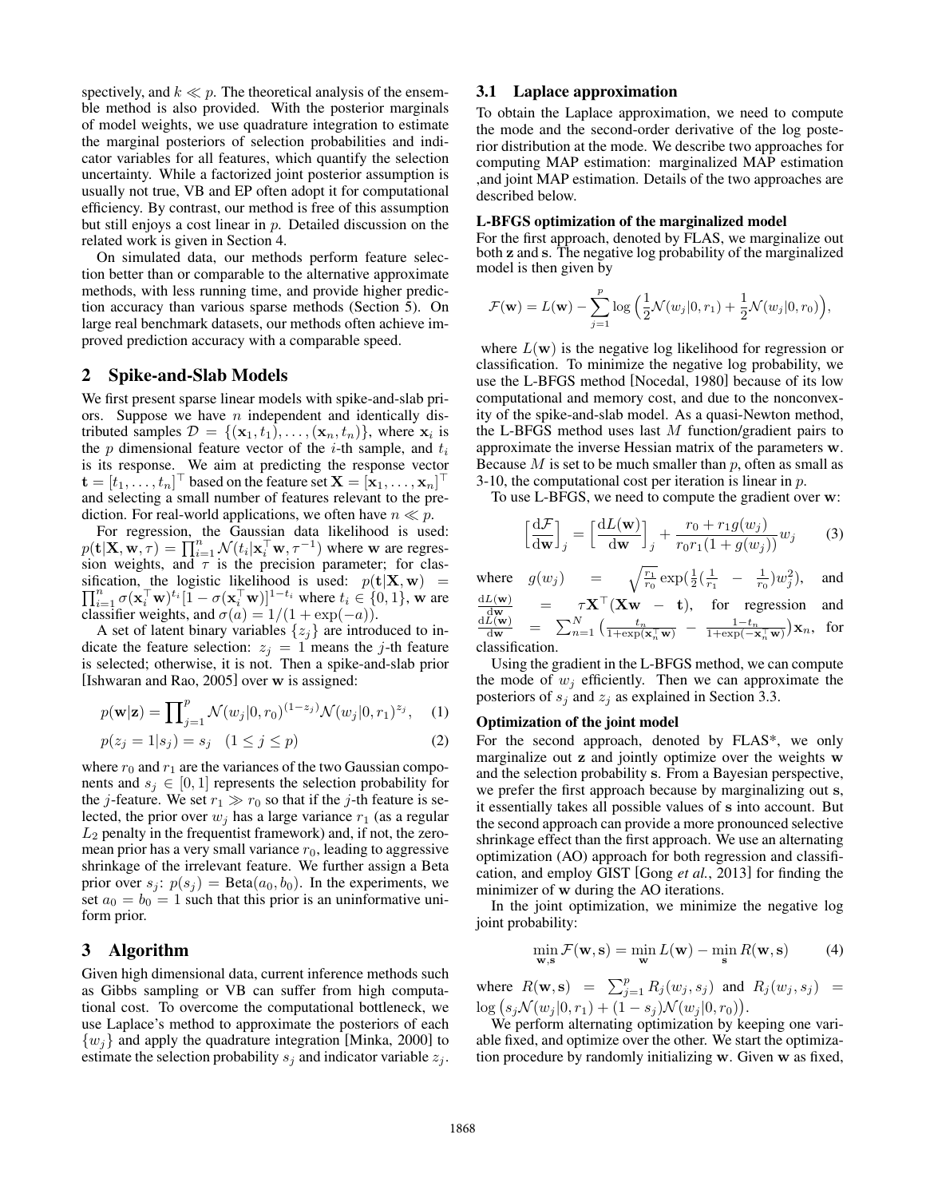spectively, and $k \ll p$. The theoretical analysis of the ensemble method is also provided. With the posterior marginals of model weights, we use quadrature integration to estimate the marginal posteriors of selection probabilities and indicator variables for all features, which quantify the selection uncertainty. While a factorized joint posterior assumption is usually not true, VB and EP often adopt it for computational efficiency. By contrast, our method is free of this assumption but still enjoys a cost linear in $p$. Detailed discussion on the related work is given in Section 4.

On simulated data, our methods perform feature selection better than or comparable to the alternative approximate methods, with less running time, and provide higher prediction accuracy than various sparse methods (Section 5). On large real benchmark datasets, our methods often achieve improved prediction accuracy with a comparable speed.

## 2 Spike-and-Slab Models

We first present sparse linear models with spike-and-slab priors. Suppose we have $n$ independent and identically distributed samples $\mathcal{D} = \{(\mathbf{x}_1, t_1), \ldots, (\mathbf{x}_n, t_n)\}$, where $\mathbf{x}_i$ is the $p$ dimensional feature vector of the $i$-th sample, and $t_i$ is its response. We aim at predicting the response vector $\mathbf{t} = [t_1, \ldots, t_n]^\top$ based on the feature set $\mathbf{X} = [\mathbf{x}_1, \ldots, \mathbf{x}_n]^\top$ and selecting a small number of features relevant to the prediction. For real-world applications, we often have $n \ll p$.

For regression, the Gaussian data likelihood is used: $p(\mathbf{t}|\mathbf{X}, \mathbf{w}, \tau) = \prod_{i=1}^n \mathcal{N}(t_i|\mathbf{x}_i^\top \mathbf{w}, \tau^{-1})$ where $\mathbf{w}$ are regression weights, and $\tau$ is the precision parameter; for classification, the logistic likelihood is used: $p(\mathbf{t}|\mathbf{X}, \mathbf{w}) = \prod_{i=1}^n \sigma(\mathbf{x}_i^\top \mathbf{w})^{t_i}[1 - \sigma(\mathbf{x}_i^\top \mathbf{w})]^{1-t_i}$ where $t_i \in \{0, 1\}$, $\mathbf{w}$ are classifier weights, and $\sigma(a) = 1/(1 + \exp(-a))$.

A set of latent binary variables $\{z_j\}$ are introduced to indicate the feature selection: $z_j = 1$ means the $j$-th feature is selected; otherwise, it is not. Then a spike-and-slab prior [Ishwaran and Rao, 2005] over $\mathbf{w}$ is assigned:

$$p(\mathbf{w}|\mathbf{z}) = \prod_{j=1}^p \mathcal{N}(w_j|0, r_0)^{(1-z_j)} \mathcal{N}(w_j|0, r_1)^{z_j}, \quad (1)$$

$$p(z_j = 1|s_j) = s_j \quad (1 \le j \le p) \quad (2)$$

where $r_0$ and $r_1$ are the variances of the two Gaussian components and $s_j \in [0, 1]$ represents the selection probability for the $j$-feature. We set $r_1 \gg r_0$ so that if the $j$-th feature is selected, the prior over $w_j$ has a large variance $r_1$ (as a regular $L_2$ penalty in the frequentist framework) and, if not, the zero-mean prior has a very small variance $r_0$, leading to aggressive shrinkage of the irrelevant feature. We further assign a Beta prior over $s_j$: $p(s_j) = \text{Beta}(a_0, b_0)$. In the experiments, we set $a_0 = b_0 = 1$ such that this prior is an uninformative uniform prior.

## 3 Algorithm

Given high dimensional data, current inference methods such as Gibbs sampling or VB can suffer from high computational cost. To overcome the computational bottleneck, we use Laplace's method to approximate the posteriors of each $\{w_j\}$ and apply the quadrature integration [Minka, 2000] to estimate the selection probability $s_j$ and indicator variable $z_j$.

### 3.1 Laplace approximation

To obtain the Laplace approximation, we need to compute the mode and the second-order derivative of the log posterior distribution at the mode. We describe two approaches for computing MAP estimation: marginalized MAP estimation ,and joint MAP estimation. Details of the two approaches are described below.

**L-BFGS optimization of the marginalized model**

For the first approach, denoted by FLAS, we marginalize out both $\mathbf{z}$ and $\mathbf{s}$. The negative log probability of the marginalized model is then given by

$$\mathcal{F}(\mathbf{w}) = L(\mathbf{w}) - \sum_{j=1}^p \log\Big(\frac{1}{2}\mathcal{N}(w_j|0, r_1) + \frac{1}{2}\mathcal{N}(w_j|0, r_0)\Big),$$

where $L(\mathbf{w})$ is the negative log likelihood for regression or classification. To minimize the negative log probability, we use the L-BFGS method [Nocedal, 1980] because of its low computational and memory cost, and due to the nonconvexity of the spike-and-slab model. As a quasi-Newton method, the L-BFGS method uses last $M$ function/gradient pairs to approximate the inverse Hessian matrix of the parameters $\mathbf{w}$. Because $M$ is set to be much smaller than $p$, often as small as 3-10, the computational cost per iteration is linear in $p$.

To use L-BFGS, we need to compute the gradient over $\mathbf{w}$:

$$\Big[\frac{\mathrm{d}\mathcal{F}}{\mathrm{d}\mathbf{w}}\Big]_j = \Big[\frac{\mathrm{d}L(\mathbf{w})}{\mathrm{d}\mathbf{w}}\Big]_j + \frac{r_0 + r_1 g(w_j)}{r_0 r_1 (1 + g(w_j))} w_j \quad (3)$$

where $g(w_j) = \sqrt{\frac{r_1}{r_0}} \exp(\frac{1}{2}(\frac{1}{r_1} - \frac{1}{r_0})w_j^2)$, and $\frac{\mathrm{d}L(\mathbf{w})}{\mathrm{d}\mathbf{w}} = \tau \mathbf{X}^\top(\mathbf{X}\mathbf{w} - \mathbf{t})$, for regression and $\frac{\mathrm{d}L(\mathbf{w})}{\mathrm{d}\mathbf{w}} = \sum_{n=1}^N \big(\frac{t_n}{1+\exp(\mathbf{x}_n^\top \mathbf{w})} - \frac{1-t_n}{1+\exp(-\mathbf{x}_n^\top \mathbf{w})}\big)\mathbf{x}_n$, for classification.

Using the gradient in the L-BFGS method, we can compute the mode of $w_j$ efficiently. Then we can approximate the posteriors of $s_j$ and $z_j$ as explained in Section 3.3.

**Optimization of the joint model**

For the second approach, denoted by FLAS*, we only marginalize out $\mathbf{z}$ and jointly optimize over the weights $\mathbf{w}$ and the selection probability $\mathbf{s}$. From a Bayesian perspective, we prefer the first approach because by marginalizing out $\mathbf{s}$, it essentially takes all possible values of $\mathbf{s}$ into account. But the second approach can provide a more pronounced selective shrinkage effect than the first approach. We use an alternating optimization (AO) approach for both regression and classification, and employ GIST [Gong *et al.*, 2013] for finding the minimizer of $\mathbf{w}$ during the AO iterations.

In the joint optimization, we minimize the negative log joint probability:

$$\min_{\mathbf{w},\mathbf{s}} \mathcal{F}(\mathbf{w}, \mathbf{s}) = \min_{\mathbf{w}} L(\mathbf{w}) - \min_{\mathbf{s}} R(\mathbf{w}, \mathbf{s}) \quad (4)$$

where $R(\mathbf{w}, \mathbf{s}) = \sum_{j=1}^p R_j(w_j, s_j)$ and $R_j(w_j, s_j) = \log\big(s_j \mathcal{N}(w_j|0, r_1) + (1 - s_j)\mathcal{N}(w_j|0, r_0)\big)$.

We perform alternating optimization by keeping one variable fixed, and optimize over the other. We start the optimization procedure by randomly initializing $\mathbf{w}$. Given $\mathbf{w}$ as fixed,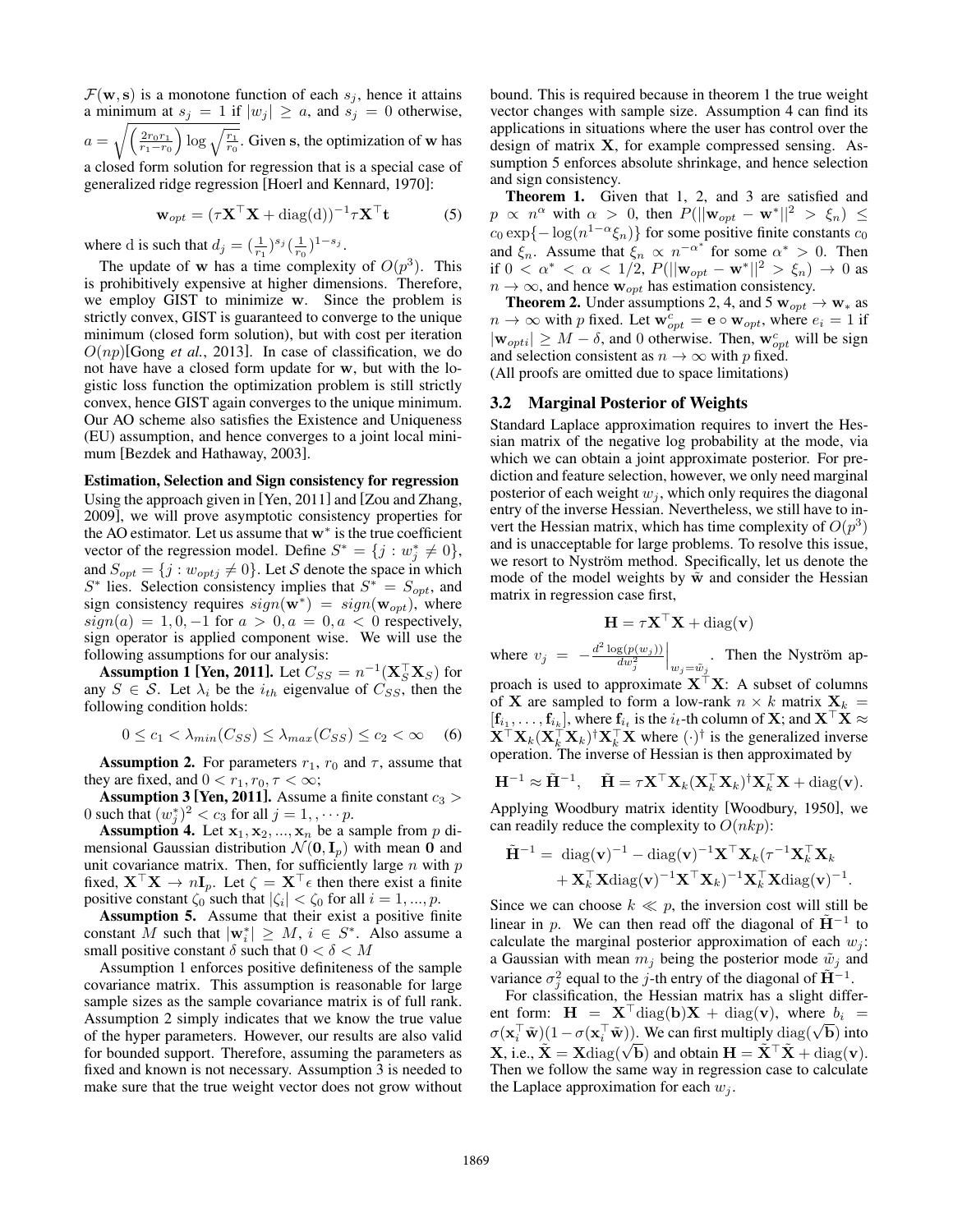$\mathcal{F}(\mathbf{w}, \mathbf{s})$ is a monotone function of each $s_j$, hence it attains a minimum at $s_j = 1$ if $|w_j| \geq a$, and $s_j = 0$ otherwise, $a = \sqrt{\left(\frac{2r_0 r_1}{r_1 - r_0}\right) \log \sqrt{\frac{r_1}{r_0}}}$. Given $\mathbf{s}$, the optimization of $\mathbf{w}$ has a closed form solution for regression that is a special case of generalized ridge regression [Hoerl and Kennard, 1970]:

$$\mathbf{w}_{opt} = (\tau \mathbf{X}^\top \mathbf{X} + \text{diag}(\text{d}))^{-1} \tau \mathbf{X}^\top \mathbf{t} \tag{5}$$

where d is such that $d_j = (\frac{1}{r_1})^{s_j} (\frac{1}{r_0})^{1-s_j}$.

The update of $\mathbf{w}$ has a time complexity of $O(p^3)$. This is prohibitively expensive at higher dimensions. Therefore, we employ GIST to minimize $\mathbf{w}$. Since the problem is strictly convex, GIST is guaranteed to converge to the unique minimum (closed form solution), but with cost per iteration $O(np)$[Gong *et al.*, 2013]. In case of classification, we do not have have a closed form update for $\mathbf{w}$, but with the logistic loss function the optimization problem is still strictly convex, hence GIST again converges to the unique minimum. Our AO scheme also satisfies the Existence and Uniqueness (EU) assumption, and hence converges to a joint local minimum [Bezdek and Hathaway, 2003].

**Estimation, Selection and Sign consistency for regression**

Using the approach given in [Yen, 2011] and [Zou and Zhang, 2009], we will prove asymptotic consistency properties for the AO estimator. Let us assume that $\mathbf{w}^*$ is the true coefficient vector of the regression model. Define $S^* = \{j : w_j^* \neq 0\}$, and $S_{opt} = \{j : w_{optj} \neq 0\}$. Let $\mathcal{S}$ denote the space in which $S^*$ lies. Selection consistency implies that $S^* = S_{opt}$, and sign consistency requires $sign(\mathbf{w}^*) = sign(\mathbf{w}_{opt})$, where $sign(a) = 1, 0, -1$ for $a > 0, a = 0, a < 0$ respectively, sign operator is applied component wise. We will use the following assumptions for our analysis:

**Assumption 1 [Yen, 2011].** Let $C_{SS} = n^{-1}(\mathbf{X}_S^\top \mathbf{X}_S)$ for any $S \in \mathcal{S}$. Let $\lambda_i$ be the $i_{th}$ eigenvalue of $C_{SS}$, then the following condition holds:

$$0 \leq c_1 < \lambda_{min}(C_{SS}) \leq \lambda_{max}(C_{SS}) \leq c_2 < \infty \tag{6}$$

**Assumption 2.** For parameters $r_1$, $r_0$ and $\tau$, assume that they are fixed, and $0 < r_1, r_0, \tau < \infty$;

**Assumption 3 [Yen, 2011].** Assume a finite constant $c_3 > 0$ such that $(w_j^*)^2 < c_3$ for all $j = 1, \cdots p$.

**Assumption 4.** Let $\mathbf{x}_1, \mathbf{x}_2, ..., \mathbf{x}_n$ be a sample from $p$ dimensional Gaussian distribution $\mathcal{N}(\mathbf{0}, \mathbf{I}_p)$ with mean $\mathbf{0}$ and unit covariance matrix. Then, for sufficiently large $n$ with $p$ fixed, $\mathbf{X}^\top \mathbf{X} \to n\mathbf{I}_p$. Let $\zeta = \mathbf{X}^\top \epsilon$ then there exist a finite positive constant $\zeta_0$ such that $|\zeta_i| < \zeta_0$ for all $i = 1, ..., p$.

**Assumption 5.** Assume that their exist a positive finite constant $M$ such that $|\mathbf{w}_i^*| \geq M$, $i \in S^*$. Also assume a small positive constant $\delta$ such that $0 < \delta < M$

Assumption 1 enforces positive definiteness of the sample covariance matrix. This assumption is reasonable for large sample sizes as the sample covariance matrix is of full rank. Assumption 2 simply indicates that we know the true value of the hyper parameters. However, our results are also valid for bounded support. Therefore, assuming the parameters as fixed and known is not necessary. Assumption 3 is needed to make sure that the true weight vector does not grow without bound. This is required because in theorem 1 the true weight vector changes with sample size. Assumption 4 can find its applications in situations where the user has control over the design of matrix $\mathbf{X}$, for example compressed sensing. Assumption 5 enforces absolute shrinkage, and hence selection and sign consistency.

**Theorem 1.** Given that 1, 2, and 3 are satisfied and $p \propto n^\alpha$ with $\alpha > 0$, then $P(||\mathbf{w}_{opt} - \mathbf{w}^*||^2 > \xi_n) \leq c_0 \exp\{-\log(n^{1-\alpha}\xi_n)\}$ for some positive finite constants $c_0$ and $\xi_n$. Assume that $\xi_n \propto n^{-\alpha^*}$ for some $\alpha^* > 0$. Then if $0 < \alpha^* < \alpha < 1/2$, $P(||\mathbf{w}_{opt} - \mathbf{w}^*||^2 > \xi_n) \to 0$ as $n \to \infty$, and hence $\mathbf{w}_{opt}$ has estimation consistency.

**Theorem 2.** Under assumptions 2, 4, and 5 $\mathbf{w}_{opt} \to \mathbf{w}_*$ as $n \to \infty$ with $p$ fixed. Let $\mathbf{w}_{opt}^c = \mathbf{e} \circ \mathbf{w}_{opt}$, where $e_i = 1$ if $|\mathbf{w}_{opti}| \geq M - \delta$, and 0 otherwise. Then, $\mathbf{w}_{opt}^c$ will be sign and selection consistent as $n \to \infty$ with $p$ fixed.

(All proofs are omitted due to space limitations)

### 3.2 Marginal Posterior of Weights

Standard Laplace approximation requires to invert the Hessian matrix of the negative log probability at the mode, via which we can obtain a joint approximate posterior. For prediction and feature selection, however, we only need marginal posterior of each weight $w_j$, which only requires the diagonal entry of the inverse Hessian. Nevertheless, we still have to invert the Hessian matrix, which has time complexity of $O(p^3)$ and is unacceptable for large problems. To resolve this issue, we resort to Nyström method. Specifically, let us denote the mode of the model weights by $\tilde{\mathbf{w}}$ and consider the Hessian matrix in regression case first,

$$\mathbf{H} = \tau \mathbf{X}^\top \mathbf{X} + \text{diag}(\mathbf{v})$$

where $v_j = -\frac{d^2 \log(p(w_j))}{dw_j^2}\Big|_{w_j = \tilde{w}_j}$. Then the Nyström approach is used to approximate $\mathbf{X}^\top \mathbf{X}$: A subset of columns of $\mathbf{X}$ are sampled to form a low-rank $n \times k$ matrix $\mathbf{X}_k = [\mathbf{f}_{i_1}, \ldots, \mathbf{f}_{i_k}]$, where $\mathbf{f}_{i_t}$ is the $i_t$-th column of $\mathbf{X}$; and $\mathbf{X}^\top \mathbf{X} \approx \mathbf{X}^\top \mathbf{X}_k (\mathbf{X}_k^\top \mathbf{X}_k)^\dagger \mathbf{X}_k^\top \mathbf{X}$ where $(\cdot)^\dagger$ is the generalized inverse operation. The inverse of Hessian is then approximated by

$$\mathbf{H}^{-1} \approx \tilde{\mathbf{H}}^{-1}, \quad \tilde{\mathbf{H}} = \tau \mathbf{X}^\top \mathbf{X}_k (\mathbf{X}_k^\top \mathbf{X}_k)^\dagger \mathbf{X}_k^\top \mathbf{X} + \text{diag}(\mathbf{v}).$$

Applying Woodbury matrix identity [Woodbury, 1950], we can readily reduce the complexity to $O(nkp)$:

$$\begin{aligned}\tilde{\mathbf{H}}^{-1} = \ &\text{diag}(\mathbf{v})^{-1} - \text{diag}(\mathbf{v})^{-1} \mathbf{X}^\top \mathbf{X}_k (\tau^{-1} \mathbf{X}_k^\top \mathbf{X}_k \\ &+ \mathbf{X}_k^\top \mathbf{X} \text{diag}(\mathbf{v})^{-1} \mathbf{X}^\top \mathbf{X}_k)^{-1} \mathbf{X}_k^\top \mathbf{X} \text{diag}(\mathbf{v})^{-1}.\end{aligned}$$

Since we can choose $k \ll p$, the inversion cost will still be linear in $p$. We can then read off the diagonal of $\tilde{\mathbf{H}}^{-1}$ to calculate the marginal posterior approximation of each $w_j$: a Gaussian with mean $m_j$ being the posterior mode $\tilde{w}_j$ and variance $\sigma_j^2$ equal to the $j$-th entry of the diagonal of $\tilde{\mathbf{H}}^{-1}$.

For classification, the Hessian matrix has a slight different form: $\mathbf{H} = \mathbf{X}^\top \text{diag}(\mathbf{b}) \mathbf{X} + \text{diag}(\mathbf{v})$, where $b_i = \sigma(\mathbf{x}_i^\top \tilde{\mathbf{w}})(1 - \sigma(\mathbf{x}_i^\top \tilde{\mathbf{w}}))$. We can first multiply $\text{diag}(\sqrt{\mathbf{b}})$ into $\mathbf{X}$, i.e., $\tilde{\mathbf{X}} = \mathbf{X} \text{diag}(\sqrt{\mathbf{b}})$ and obtain $\mathbf{H} = \tilde{\mathbf{X}}^\top \tilde{\mathbf{X}} + \text{diag}(\mathbf{v})$. Then we follow the same way in regression case to calculate the Laplace approximation for each $w_j$.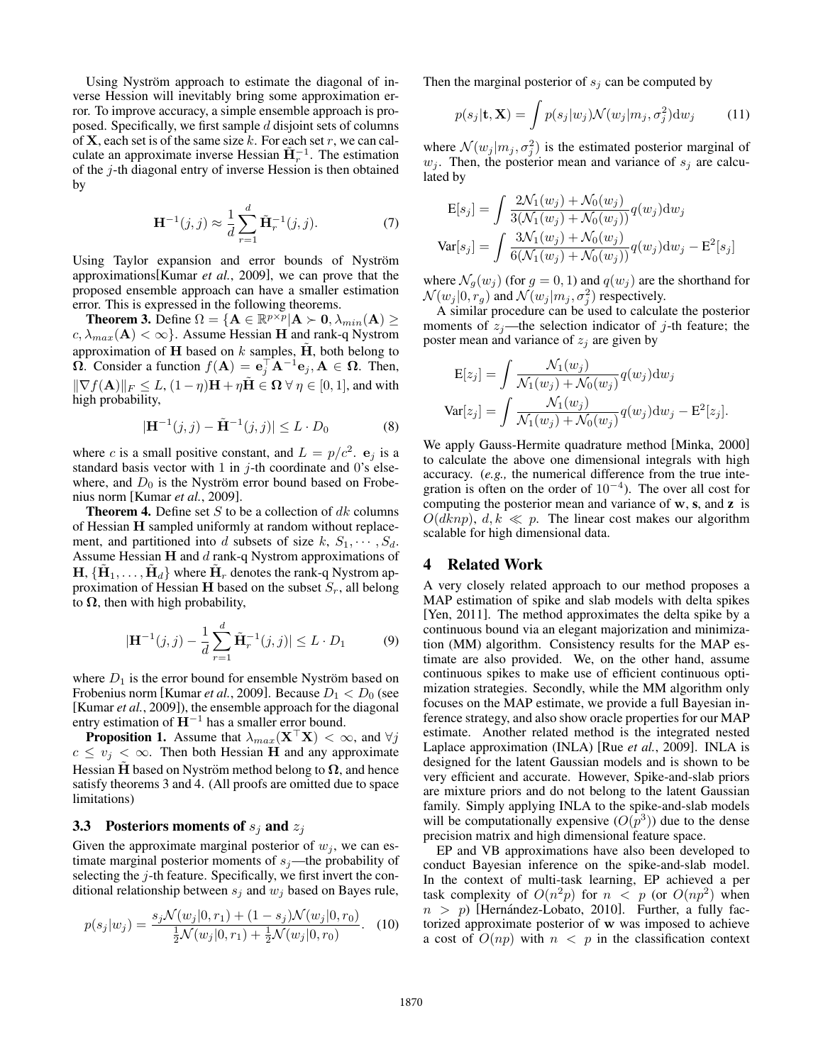Using Nyström approach to estimate the diagonal of inverse Hession will inevitably bring some approximation error. To improve accuracy, a simple ensemble approach is proposed. Specifically, we first sample $d$ disjoint sets of columns of $\mathbf{X}$, each set is of the same size $k$. For each set $r$, we can calculate an approximate inverse Hessian $\tilde{\mathbf{H}}_r^{-1}$. The estimation of the $j$-th diagonal entry of inverse Hession is then obtained by

$$\mathbf{H}^{-1}(j,j) \approx \frac{1}{d}\sum_{r=1}^{d} \tilde{\mathbf{H}}_r^{-1}(j,j). \tag{7}$$

Using Taylor expansion and error bounds of Nyström approximations[Kumar *et al.*, 2009], we can prove that the proposed ensemble approach can have a smaller estimation error. This is expressed in the following theorems.

**Theorem 3.** Define $\Omega = \{\mathbf{A} \in \mathbb{R}^{p\times p} | \mathbf{A} \succ \mathbf{0}, \lambda_{min}(\mathbf{A}) \geq c, \lambda_{max}(\mathbf{A}) < \infty\}$. Assume Hessian $\mathbf{H}$ and rank-q Nystrom approximation of $\mathbf{H}$ based on $k$ samples, $\tilde{\mathbf{H}}$, both belong to $\mathbf{\Omega}$. Consider a function $f(\mathbf{A}) = \mathbf{e}_j^\top \mathbf{A}^{-1}\mathbf{e}_j, \mathbf{A} \in \mathbf{\Omega}$. Then, $\|\nabla f(\mathbf{A})\|_F \leq L, (1-\eta)\mathbf{H} + \eta\tilde{\mathbf{H}} \in \mathbf{\Omega}\ \forall\ \eta \in [0,1]$, and with high probability,

$$|\mathbf{H}^{-1}(j,j) - \tilde{\mathbf{H}}^{-1}(j,j)| \leq L \cdot D_0 \tag{8}$$

where $c$ is a small positive constant, and $L = p/c^2$. $\mathbf{e}_j$ is a standard basis vector with 1 in $j$-th coordinate and 0's elsewhere, and $D_0$ is the Nyström error bound based on Frobenius norm [Kumar *et al.*, 2009].

**Theorem 4.** Define set $S$ to be a collection of $dk$ columns of Hessian $\mathbf{H}$ sampled uniformly at random without replacement, and partitioned into $d$ subsets of size $k$, $S_1, \cdots, S_d$. Assume Hessian $\mathbf{H}$ and $d$ rank-q Nystrom approximations of $\mathbf{H}$, $\{\tilde{\mathbf{H}}_1, \ldots, \tilde{\mathbf{H}}_d\}$ where $\tilde{\mathbf{H}}_r$ denotes the rank-q Nystrom approximation of Hessian $\mathbf{H}$ based on the subset $S_r$, all belong to $\mathbf{\Omega}$, then with high probability,

$$|\mathbf{H}^{-1}(j,j) - \frac{1}{d}\sum_{r=1}^{d}\tilde{\mathbf{H}}_r^{-1}(j,j)| \leq L \cdot D_1 \tag{9}$$

where $D_1$ is the error bound for ensemble Nyström based on Frobenius norm [Kumar *et al.*, 2009]. Because $D_1 < D_0$ (see [Kumar *et al.*, 2009]), the ensemble approach for the diagonal entry estimation of $\mathbf{H}^{-1}$ has a smaller error bound.

**Proposition 1.** Assume that $\lambda_{max}(\mathbf{X}^\top\mathbf{X}) < \infty$, and $\forall j$ $c \leq v_j < \infty$. Then both Hessian $\mathbf{H}$ and any approximate Hessian $\tilde{\mathbf{H}}$ based on Nyström method belong to $\mathbf{\Omega}$, and hence satisfy theorems 3 and 4. (All proofs are omitted due to space limitations)

### 3.3 Posteriors moments of $s_j$ and $z_j$

Given the approximate marginal posterior of $w_j$, we can estimate marginal posterior moments of $s_j$—the probability of selecting the $j$-th feature. Specifically, we first invert the conditional relationship between $s_j$ and $w_j$ based on Bayes rule,

$$p(s_j|w_j) = \frac{s_j\mathcal{N}(w_j|0,r_1) + (1-s_j)\mathcal{N}(w_j|0,r_0)}{\frac{1}{2}\mathcal{N}(w_j|0,r_1) + \frac{1}{2}\mathcal{N}(w_j|0,r_0)}. \tag{10}$$

Then the marginal posterior of $s_j$ can be computed by

$$p(s_j|\mathbf{t},\mathbf{X}) = \int p(s_j|w_j)\mathcal{N}(w_j|m_j,\sigma_j^2)\mathrm{d}w_j \tag{11}$$

where $\mathcal{N}(w_j|m_j,\sigma_j^2)$ is the estimated posterior marginal of $w_j$. Then, the posterior mean and variance of $s_j$ are calculated by

$$\mathrm{E}[s_j] = \int \frac{2\mathcal{N}_1(w_j) + \mathcal{N}_0(w_j)}{3(\mathcal{N}_1(w_j) + \mathcal{N}_0(w_j))} q(w_j)\mathrm{d}w_j$$

$$\mathrm{Var}[s_j] = \int \frac{3\mathcal{N}_1(w_j) + \mathcal{N}_0(w_j)}{6(\mathcal{N}_1(w_j) + \mathcal{N}_0(w_j))} q(w_j)\mathrm{d}w_j - \mathrm{E}^2[s_j]$$

where $\mathcal{N}_g(w_j)$ (for $g = 0, 1$) and $q(w_j)$ are the shorthand for $\mathcal{N}(w_j|0,r_g)$ and $\mathcal{N}(w_j|m_j,\sigma_j^2)$ respectively.

A similar procedure can be used to calculate the posterior moments of $z_j$—the selection indicator of $j$-th feature; the poster mean and variance of $z_j$ are given by

$$\mathrm{E}[z_j] = \int \frac{\mathcal{N}_1(w_j)}{\mathcal{N}_1(w_j) + \mathcal{N}_0(w_j)} q(w_j)\mathrm{d}w_j$$

$$\mathrm{Var}[z_j] = \int \frac{\mathcal{N}_1(w_j)}{\mathcal{N}_1(w_j) + \mathcal{N}_0(w_j)} q(w_j)\mathrm{d}w_j - \mathrm{E}^2[z_j].$$

We apply Gauss-Hermite quadrature method [Minka, 2000] to calculate the above one dimensional integrals with high accuracy. (*e.g.,* the numerical difference from the true integration is often on the order of $10^{-4}$). The over all cost for computing the posterior mean and variance of $\mathbf{w}$, $\mathbf{s}$, and $\mathbf{z}$ is $O(dknp)$, $d, k \ll p$. The linear cost makes our algorithm scalable for high dimensional data.

## 4 Related Work

A very closely related approach to our method proposes a MAP estimation of spike and slab models with delta spikes [Yen, 2011]. The method approximates the delta spike by a continuous bound via an elegant majorization and minimization (MM) algorithm. Consistency results for the MAP estimate are also provided. We, on the other hand, assume continuous spikes to make use of efficient continuous optimization strategies. Secondly, while the MM algorithm only focuses on the MAP estimate, we provide a full Bayesian inference strategy, and also show oracle properties for our MAP estimate. Another related method is the integrated nested Laplace approximation (INLA) [Rue *et al.*, 2009]. INLA is designed for the latent Gaussian models and is shown to be very efficient and accurate. However, Spike-and-slab priors are mixture priors and do not belong to the latent Gaussian family. Simply applying INLA to the spike-and-slab models will be computationally expensive ($O(p^3)$) due to the dense precision matrix and high dimensional feature space.

EP and VB approximations have also been developed to conduct Bayesian inference on the spike-and-slab model. In the context of multi-task learning, EP achieved a per task complexity of $O(n^2p)$ for $n < p$ (or $O(np^2)$ when $n > p$) [Hernández-Lobato, 2010]. Further, a fully factorized approximate posterior of $\mathbf{w}$ was imposed to achieve a cost of $O(np)$ with $n < p$ in the classification context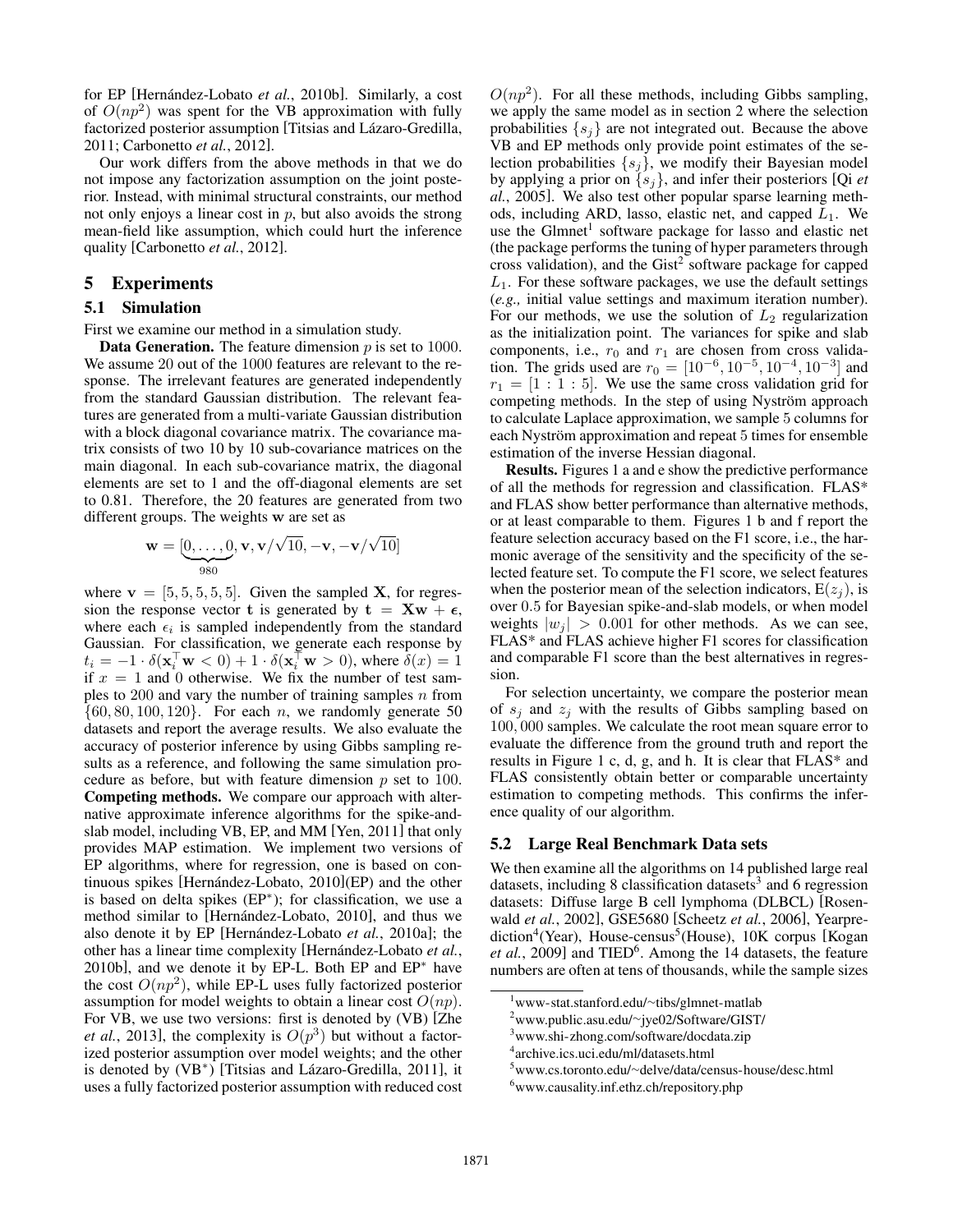for EP [Hernández-Lobato *et al.*, 2010b]. Similarly, a cost of $O(np^2)$ was spent for the VB approximation with fully factorized posterior assumption [Titsias and Lázaro-Gredilla, 2011; Carbonetto *et al.*, 2012].

Our work differs from the above methods in that we do not impose any factorization assumption on the joint posterior. Instead, with minimal structural constraints, our method not only enjoys a linear cost in $p$, but also avoids the strong mean-field like assumption, which could hurt the inference quality [Carbonetto *et al.*, 2012].

## 5 Experiments

### 5.1 Simulation

First we examine our method in a simulation study.

**Data Generation.** The feature dimension $p$ is set to 1000. We assume 20 out of the 1000 features are relevant to the response. The irrelevant features are generated independently from the standard Gaussian distribution. The relevant features are generated from a multi-variate Gaussian distribution with a block diagonal covariance matrix. The covariance matrix consists of two 10 by 10 sub-covariance matrices on the main diagonal. In each sub-covariance matrix, the diagonal elements are set to 1 and the off-diagonal elements are set to 0.81. Therefore, the 20 features are generated from two different groups. The weights $\mathbf{w}$ are set as

$$\mathbf{w} = [\underbrace{0, \ldots, 0}_{980}, \mathbf{v}, \mathbf{v}/\sqrt{10}, -\mathbf{v}, -\mathbf{v}/\sqrt{10}]$$

where $\mathbf{v} = [5, 5, 5, 5, 5]$. Given the sampled $\mathbf{X}$, for regression the response vector $\mathbf{t}$ is generated by $\mathbf{t} = \mathbf{X}\mathbf{w} + \boldsymbol{\epsilon}$, where each $\epsilon_i$ is sampled independently from the standard Gaussian. For classification, we generate each response by $t_i = -1 \cdot \delta(\mathbf{x}_i^\top \mathbf{w} < 0) + 1 \cdot \delta(\mathbf{x}_i^\top \mathbf{w} > 0)$, where $\delta(x) = 1$ if $x = 1$ and 0 otherwise. We fix the number of test samples to 200 and vary the number of training samples $n$ from $\{60, 80, 100, 120\}$. For each $n$, we randomly generate 50 datasets and report the average results. We also evaluate the accuracy of posterior inference by using Gibbs sampling results as a reference, and following the same simulation procedure as before, but with feature dimension $p$ set to 100.

**Competing methods.** We compare our approach with alternative approximate inference algorithms for the spike-and-slab model, including VB, EP, and MM [Yen, 2011] that only provides MAP estimation. We implement two versions of EP algorithms, where for regression, one is based on continuous spikes [Hernández-Lobato, 2010](EP) and the other is based on delta spikes (EP*); for classification, we use a method similar to [Hernández-Lobato, 2010], and thus we also denote it by EP [Hernández-Lobato *et al.*, 2010a]; the other has a linear time complexity [Hernández-Lobato *et al.*, 2010b], and we denote it by EP-L. Both EP and EP* have the cost $O(np^2)$, while EP-L uses fully factorized posterior assumption for model weights to obtain a linear cost $O(np)$. For VB, we use two versions: first is denoted by (VB) [Zhe *et al.*, 2013], the complexity is $O(p^3)$ but without a factorized posterior assumption over model weights; and the other is denoted by (VB*) [Titsias and Lázaro-Gredilla, 2011], it uses a fully factorized posterior assumption with reduced cost $O(np^2)$. For all these methods, including Gibbs sampling, we apply the same model as in section 2 where the selection probabilities $\{s_j\}$ are not integrated out. Because the above VB and EP methods only provide point estimates of the selection probabilities $\{s_j\}$, we modify their Bayesian model by applying a prior on $\{s_j\}$, and infer their posteriors [Qi *et al.*, 2005]. We also test other popular sparse learning methods, including ARD, lasso, elastic net, and capped $L_1$. We use the Glmnet[1] software package for lasso and elastic net (the package performs the tuning of hyper parameters through cross validation), and the Gist[2] software package for capped $L_1$. For these software packages, we use the default settings (*e.g.,* initial value settings and maximum iteration number). For our methods, we use the solution of $L_2$ regularization as the initialization point. The variances for spike and slab components, i.e., $r_0$ and $r_1$ are chosen from cross validation. The grids used are $r_0 = [10^{-6}, 10^{-5}, 10^{-4}, 10^{-3}]$ and $r_1 = [1 : 1 : 5]$. We use the same cross validation grid for competing methods. In the step of using Nyström approach to calculate Laplace approximation, we sample 5 columns for each Nyström approximation and repeat 5 times for ensemble estimation of the inverse Hessian diagonal.

**Results.** Figures 1 a and e show the predictive performance of all the methods for regression and classification. FLAS* and FLAS show better performance than alternative methods, or at least comparable to them. Figures 1 b and f report the feature selection accuracy based on the F1 score, i.e., the harmonic average of the sensitivity and the specificity of the selected feature set. To compute the F1 score, we select features when the posterior mean of the selection indicators, $\mathrm{E}(z_j)$, is over 0.5 for Bayesian spike-and-slab models, or when model weights $|w_j| > 0.001$ for other methods. As we can see, FLAS* and FLAS achieve higher F1 scores for classification and comparable F1 score than the best alternatives in regression.

For selection uncertainty, we compare the posterior mean of $s_j$ and $z_j$ with the results of Gibbs sampling based on 100,000 samples. We calculate the root mean square error to evaluate the difference from the ground truth and report the results in Figure 1 c, d, g, and h. It is clear that FLAS* and FLAS consistently obtain better or comparable uncertainty estimation to competing methods. This confirms the inference quality of our algorithm.

### 5.2 Large Real Benchmark Data sets

We then examine all the algorithms on 14 published large real datasets, including 8 classification datasets[3] and 6 regression datasets: Diffuse large B cell lymphoma (DLBCL) [Rosenwald *et al.*, 2002], GSE5680 [Scheetz *et al.*, 2006], Yearprediction[4](Year), House-census[5](House), 10K corpus [Kogan *et al.*, 2009] and TIED[6]. Among the 14 datasets, the feature numbers are often at tens of thousands, while the sample sizes

[1] www-stat.stanford.edu/~tibs/glmnet-matlab

[2] www.public.asu.edu/~jye02/Software/GIST/

[3] www.shi-zhong.com/software/docdata.zip

[4] archive.ics.uci.edu/ml/datasets.html

[5] www.cs.toronto.edu/~delve/data/census-house/desc.html

[6] www.causality.inf.ethz.ch/repository.php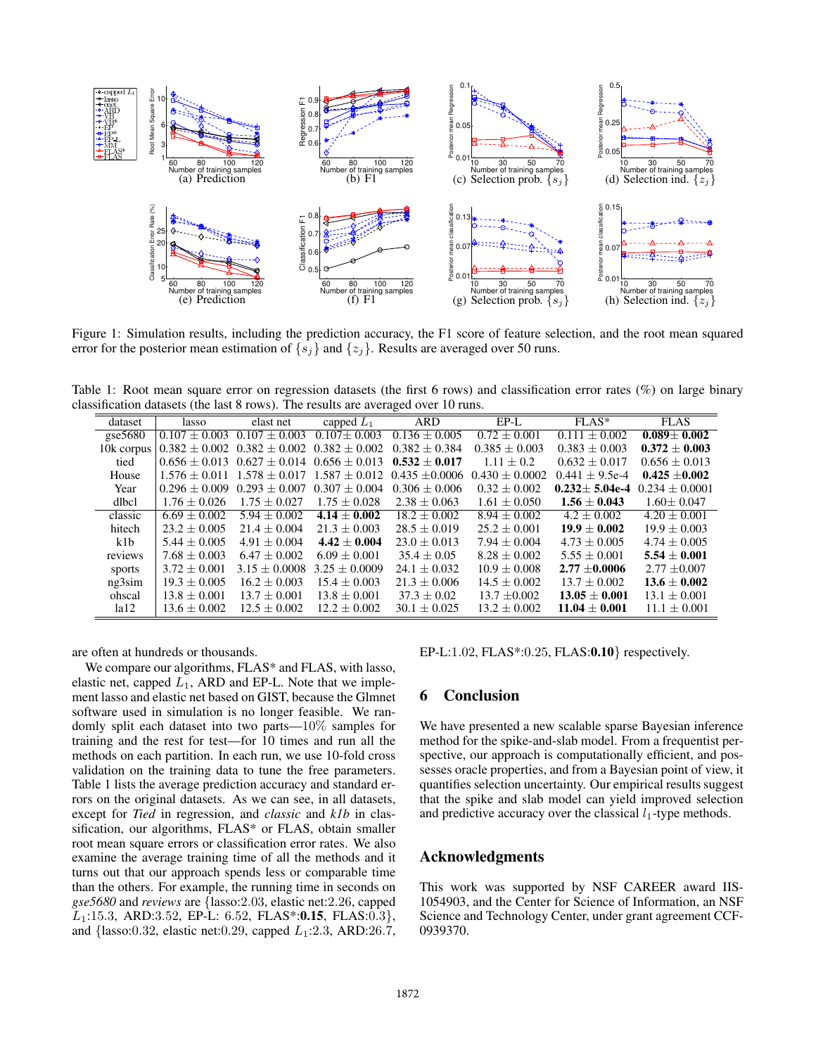Figure 1: Simulation results, including the prediction accuracy, the F1 score of feature selection, and the root mean squared error for the posterior mean estimation of $\{s_j\}$ and $\{z_j\}$. Results are averaged over 50 runs.

Table 1: Root mean square error on regression datasets (the first 6 rows) and classification error rates (%) on large binary classification datasets (the last 8 rows). The results are averaged over 10 runs.

| dataset | lasso | elast net | capped $L_1$ | ARD | EP-L | FLAS* | FLAS |
|---|---|---|---|---|---|---|---|
| gse5680 | 0.107 ± 0.003 | 0.107 ± 0.003 | 0.107± 0.003 | 0.136 ± 0.005 | 0.72 ± 0.001 | 0.111 ± 0.002 | **0.089± 0.002** |
| 10k corpus | 0.382 ± 0.002 | 0.382 ± 0.002 | 0.382 ± 0.002 | 0.382 ± 0.384 | 0.385 ± 0.003 | 0.383 ± 0.003 | **0.372 ± 0.003** |
| tied | 0.656 ± 0.013 | 0.627 ± 0.014 | 0.656 ± 0.013 | **0.532 ± 0.017** | 1.11 ± 0.2 | 0.632 ± 0.017 | 0.656 ± 0.013 |
| House | 1.576 ± 0.011 | 1.578 ± 0.017 | 1.587 ± 0.012 | 0.435 ±0.0006 | 0.430 ± 0.0002 | 0.441 ± 9.5e-4 | **0.425 ±0.002** |
| Year | 0.296 ± 0.009 | 0.293 ± 0.007 | 0.307 ± 0.004 | 0.306 ± 0.006 | 0.32 ± 0.002 | **0.232± 5.04e-4** | 0.234 ± 0.0001 |
| dlbcl | 1.76 ± 0.026 | 1.75 ± 0.027 | 1.75 ± 0.028 | 2.38 ± 0.063 | 1.61 ± 0.050 | **1.56 ± 0.043** | 1.60± 0.047 |
| classic | 6.69 ± 0.002 | 5.94 ± 0.002 | **4.14 ± 0.002** | 18.2 ± 0.002 | 8.94 ± 0.002 | 4.2 ± 0.002 | 4.20 ± 0.001 |
| hitech | 23.2 ± 0.005 | 21.4 ± 0.004 | 21.3 ± 0.003 | 28.5 ± 0.019 | 25.2 ± 0.001 | **19.9 ± 0.002** | 19.9 ± 0.003 |
| k1b | 5.44 ± 0.005 | 4.91 ± 0.004 | **4.42 ± 0.004** | 23.0 ± 0.013 | 7.94 ± 0.004 | 4.73 ± 0.005 | 4.74 ± 0.005 |
| reviews | 7.68 ± 0.003 | 6.47 ± 0.002 | 6.09 ± 0.001 | 35.4 ± 0.05 | 8.28 ± 0.002 | 5.55 ± 0.001 | **5.54 ± 0.001** |
| sports | 3.72 ± 0.001 | 3.15 ± 0.0008 | 3.25 ± 0.0009 | 24.1 ± 0.032 | 10.9 ± 0.008 | **2.77 ±0.0006** | 2.77 ±0.007 |
| ng3sim | 19.3 ± 0.005 | 16.2 ± 0.003 | 15.4 ± 0.003 | 21.3 ± 0.006 | 14.5 ± 0.002 | 13.7 ± 0.002 | **13.6 ± 0.002** |
| ohscal | 13.8 ± 0.001 | 13.7 ± 0.001 | 13.8 ± 0.001 | 37.3 ± 0.02 | 13.7 ±0.002 | **13.05 ± 0.001** | 13.1 ± 0.001 |
| la12 | 13.6 ± 0.002 | 12.5 ± 0.002 | 12.2 ± 0.002 | 30.1 ± 0.025 | 13.2 ± 0.002 | **11.04 ± 0.001** | 11.1 ± 0.001 |

are often at hundreds or thousands.

We compare our algorithms, FLAS* and FLAS, with lasso, elastic net, capped $L_1$, ARD and EP-L. Note that we implement lasso and elastic net based on GIST, because the Glmnet software used in simulation is no longer feasible. We randomly split each dataset into two parts—10% samples for training and the rest for test—for 10 times and run all the methods on each partition. In each run, we use 10-fold cross validation on the training data to tune the free parameters. Table 1 lists the average prediction accuracy and standard errors on the original datasets. As we can see, in all datasets, except for *Tied* in regression, and *classic* and *k1b* in classification, our algorithms, FLAS* or FLAS, obtain smaller root mean square errors or classification error rates. We also examine the average training time of all the methods and it turns out that our approach spends less or comparable time than the others. For example, the running time in seconds on *gse5680* and *reviews* are {lasso:2.03, elastic net:2.26, capped $L_1$:15.3, ARD:3.52, EP-L: 6.52, FLAS*:**0.15**, FLAS:0.3}, and {lasso:0.32, elastic net:0.29, capped $L_1$:2.3, ARD:26.7, EP-L:1.02, FLAS*:0.25, FLAS:**0.10**} respectively.

## 6 Conclusion

We have presented a new scalable sparse Bayesian inference method for the spike-and-slab model. From a frequentist perspective, our approach is computationally efficient, and possesses oracle properties, and from a Bayesian point of view, it quantifies selection uncertainty. Our empirical results suggest that the spike and slab model can yield improved selection and predictive accuracy over the classical $l_1$-type methods.

## Acknowledgments

This work was supported by NSF CAREER award IIS-1054903, and the Center for Science of Information, an NSF Science and Technology Center, under grant agreement CCF-0939370.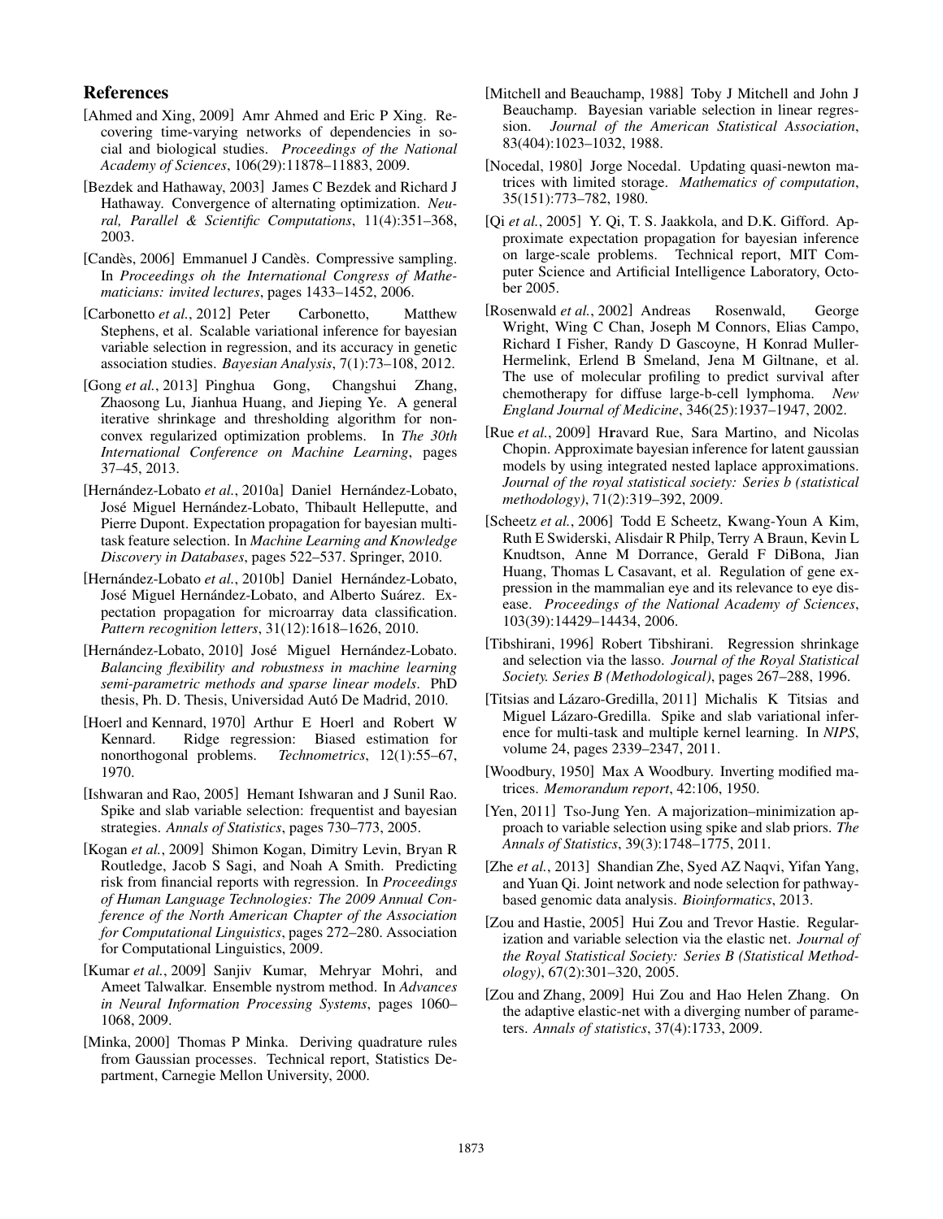## References

[Ahmed and Xing, 2009] Amr Ahmed and Eric P Xing. Recovering time-varying networks of dependencies in social and biological studies. *Proceedings of the National Academy of Sciences*, 106(29):11878–11883, 2009.

[Bezdek and Hathaway, 2003] James C Bezdek and Richard J Hathaway. Convergence of alternating optimization. *Neural, Parallel & Scientific Computations*, 11(4):351–368, 2003.

[Candès, 2006] Emmanuel J Candès. Compressive sampling. In *Proceedings oh the International Congress of Mathematicians: invited lectures*, pages 1433–1452, 2006.

[Carbonetto *et al.*, 2012] Peter Carbonetto, Matthew Stephens, et al. Scalable variational inference for bayesian variable selection in regression, and its accuracy in genetic association studies. *Bayesian Analysis*, 7(1):73–108, 2012.

[Gong *et al.*, 2013] Pinghua Gong, Changshui Zhang, Zhaosong Lu, Jianhua Huang, and Jieping Ye. A general iterative shrinkage and thresholding algorithm for non-convex regularized optimization problems. In *The 30th International Conference on Machine Learning*, pages 37–45, 2013.

[Hernández-Lobato *et al.*, 2010a] Daniel Hernández-Lobato, José Miguel Hernández-Lobato, Thibault Helleputte, and Pierre Dupont. Expectation propagation for bayesian multi-task feature selection. In *Machine Learning and Knowledge Discovery in Databases*, pages 522–537. Springer, 2010.

[Hernández-Lobato *et al.*, 2010b] Daniel Hernández-Lobato, José Miguel Hernández-Lobato, and Alberto Suárez. Expectation propagation for microarray data classification. *Pattern recognition letters*, 31(12):1618–1626, 2010.

[Hernández-Lobato, 2010] José Miguel Hernández-Lobato. *Balancing flexibility and robustness in machine learning semi-parametric methods and sparse linear models*. PhD thesis, Ph. D. Thesis, Universidad Autó De Madrid, 2010.

[Hoerl and Kennard, 1970] Arthur E Hoerl and Robert W Kennard. Ridge regression: Biased estimation for nonorthogonal problems. *Technometrics*, 12(1):55–67, 1970.

[Ishwaran and Rao, 2005] Hemant Ishwaran and J Sunil Rao. Spike and slab variable selection: frequentist and bayesian strategies. *Annals of Statistics*, pages 730–773, 2005.

[Kogan *et al.*, 2009] Shimon Kogan, Dimitry Levin, Bryan R Routledge, Jacob S Sagi, and Noah A Smith. Predicting risk from financial reports with regression. In *Proceedings of Human Language Technologies: The 2009 Annual Conference of the North American Chapter of the Association for Computational Linguistics*, pages 272–280. Association for Computational Linguistics, 2009.

[Kumar *et al.*, 2009] Sanjiv Kumar, Mehryar Mohri, and Ameet Talwalkar. Ensemble nystrom method. In *Advances in Neural Information Processing Systems*, pages 1060–1068, 2009.

[Minka, 2000] Thomas P Minka. Deriving quadrature rules from Gaussian processes. Technical report, Statistics Department, Carnegie Mellon University, 2000.

[Mitchell and Beauchamp, 1988] Toby J Mitchell and John J Beauchamp. Bayesian variable selection in linear regression. *Journal of the American Statistical Association*, 83(404):1023–1032, 1988.

[Nocedal, 1980] Jorge Nocedal. Updating quasi-newton matrices with limited storage. *Mathematics of computation*, 35(151):773–782, 1980.

[Qi *et al.*, 2005] Y. Qi, T. S. Jaakkola, and D.K. Gifford. Approximate expectation propagation for bayesian inference on large-scale problems. Technical report, MIT Computer Science and Artificial Intelligence Laboratory, October 2005.

[Rosenwald *et al.*, 2002] Andreas Rosenwald, George Wright, Wing C Chan, Joseph M Connors, Elias Campo, Richard I Fisher, Randy D Gascoyne, H Konrad Muller-Hermelink, Erlend B Smeland, Jena M Giltnane, et al. The use of molecular profiling to predict survival after chemotherapy for diffuse large-b-cell lymphoma. *New England Journal of Medicine*, 346(25):1937–1947, 2002.

[Rue *et al.*, 2009] H**r**avard Rue, Sara Martino, and Nicolas Chopin. Approximate bayesian inference for latent gaussian models by using integrated nested laplace approximations. *Journal of the royal statistical society: Series b (statistical methodology)*, 71(2):319–392, 2009.

[Scheetz *et al.*, 2006] Todd E Scheetz, Kwang-Youn A Kim, Ruth E Swiderski, Alisdair R Philp, Terry A Braun, Kevin L Knudtson, Anne M Dorrance, Gerald F DiBona, Jian Huang, Thomas L Casavant, et al. Regulation of gene expression in the mammalian eye and its relevance to eye disease. *Proceedings of the National Academy of Sciences*, 103(39):14429–14434, 2006.

[Tibshirani, 1996] Robert Tibshirani. Regression shrinkage and selection via the lasso. *Journal of the Royal Statistical Society. Series B (Methodological)*, pages 267–288, 1996.

[Titsias and Lázaro-Gredilla, 2011] Michalis K Titsias and Miguel Lázaro-Gredilla. Spike and slab variational inference for multi-task and multiple kernel learning. In *NIPS*, volume 24, pages 2339–2347, 2011.

[Woodbury, 1950] Max A Woodbury. Inverting modified matrices. *Memorandum report*, 42:106, 1950.

[Yen, 2011] Tso-Jung Yen. A majorization–minimization approach to variable selection using spike and slab priors. *The Annals of Statistics*, 39(3):1748–1775, 2011.

[Zhe *et al.*, 2013] Shandian Zhe, Syed AZ Naqvi, Yifan Yang, and Yuan Qi. Joint network and node selection for pathway-based genomic data analysis. *Bioinformatics*, 2013.

[Zou and Hastie, 2005] Hui Zou and Trevor Hastie. Regularization and variable selection via the elastic net. *Journal of the Royal Statistical Society: Series B (Statistical Methodology)*, 67(2):301–320, 2005.

[Zou and Zhang, 2009] Hui Zou and Hao Helen Zhang. On the adaptive elastic-net with a diverging number of parameters. *Annals of statistics*, 37(4):1733, 2009.